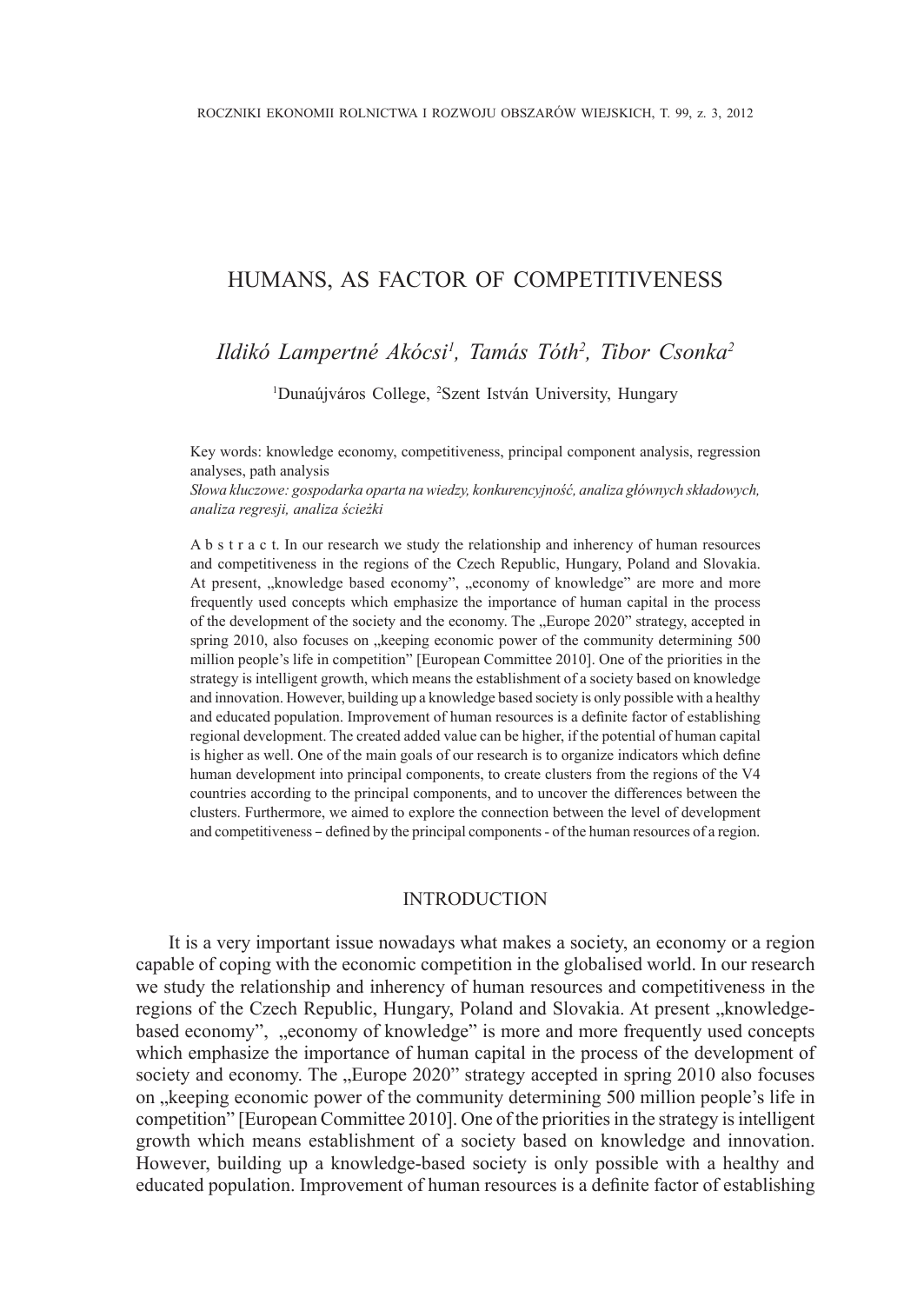# HUMANS, AS FACTOR OF COMPETITIVENESS

*Ildikó Lampertné Akócsi[1], Tamás Tóth[2], Tibor Csonka[2]*

[1]Dunaújváros College, [2]Szent István University, Hungary

Key words: knowledge economy, competitiveness, principal component analysis, regression analyses, path analysis

*Słowa kluczowe: gospodarka oparta na wiedzy, konkurencyjność, analiza głównych składowych, analiza regresji, analiza ścieżki*

A b s t r a c t. In our research we study the relationship and inherency of human resources and competitiveness in the regions of the Czech Republic, Hungary, Poland and Slovakia. At present, „knowledge based economy", „economy of knowledge" are more and more frequently used concepts which emphasize the importance of human capital in the process of the development of the society and the economy. The „Europe 2020" strategy, accepted in spring 2010, also focuses on „keeping economic power of the community determining 500 million people's life in competition" [European Committee 2010]. One of the priorities in the strategy is intelligent growth, which means the establishment of a society based on knowledge and innovation. However, building up a knowledge based society is only possible with a healthy and educated population. Improvement of human resources is a definite factor of establishing regional development. The created added value can be higher, if the potential of human capital is higher as well. One of the main goals of our research is to organize indicators which define human development into principal components, to create clusters from the regions of the V4 countries according to the principal components, and to uncover the differences between the clusters. Furthermore, we aimed to explore the connection between the level of development and competitiveness – defined by the principal components - of the human resources of a region.

## INTRODUCTION

It is a very important issue nowadays what makes a society, an economy or a region capable of coping with the economic competition in the globalised world. In our research we study the relationship and inherency of human resources and competitiveness in the regions of the Czech Republic, Hungary, Poland and Slovakia. At present „knowledge-based economy", „economy of knowledge" is more and more frequently used concepts which emphasize the importance of human capital in the process of the development of society and economy. The „Europe 2020" strategy accepted in spring 2010 also focuses on „keeping economic power of the community determining 500 million people's life in competition" [European Committee 2010]. One of the priorities in the strategy is intelligent growth which means establishment of a society based on knowledge and innovation. However, building up a knowledge-based society is only possible with a healthy and educated population. Improvement of human resources is a definite factor of establishing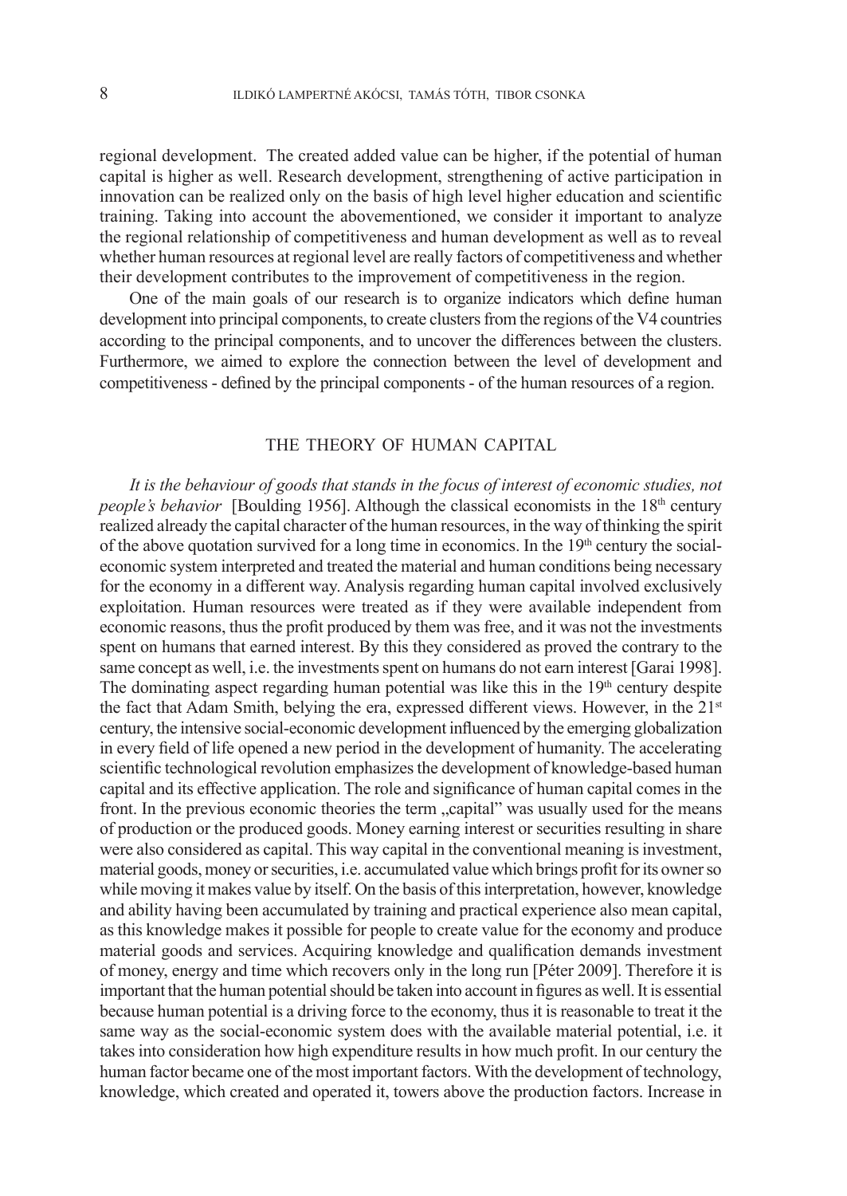regional development. The created added value can be higher, if the potential of human capital is higher as well. Research development, strengthening of active participation in innovation can be realized only on the basis of high level higher education and scientific training. Taking into account the abovementioned, we consider it important to analyze the regional relationship of competitiveness and human development as well as to reveal whether human resources at regional level are really factors of competitiveness and whether their development contributes to the improvement of competitiveness in the region.

One of the main goals of our research is to organize indicators which define human development into principal components, to create clusters from the regions of the V4 countries according to the principal components, and to uncover the differences between the clusters. Furthermore, we aimed to explore the connection between the level of development and competitiveness - defined by the principal components - of the human resources of a region.

## THE THEORY OF HUMAN CAPITAL

*It is the behaviour of goods that stands in the focus of interest of economic studies, not people's behavior* [Boulding 1956]. Although the classical economists in the 18th century realized already the capital character of the human resources, in the way of thinking the spirit of the above quotation survived for a long time in economics. In the 19th century the social-economic system interpreted and treated the material and human conditions being necessary for the economy in a different way. Analysis regarding human capital involved exclusively exploitation. Human resources were treated as if they were available independent from economic reasons, thus the profit produced by them was free, and it was not the investments spent on humans that earned interest. By this they considered as proved the contrary to the same concept as well, i.e. the investments spent on humans do not earn interest [Garai 1998]. The dominating aspect regarding human potential was like this in the 19th century despite the fact that Adam Smith, belying the era, expressed different views. However, in the 21st century, the intensive social-economic development influenced by the emerging globalization in every field of life opened a new period in the development of humanity. The accelerating scientific technological revolution emphasizes the development of knowledge-based human capital and its effective application. The role and significance of human capital comes in the front. In the previous economic theories the term „capital" was usually used for the means of production or the produced goods. Money earning interest or securities resulting in share were also considered as capital. This way capital in the conventional meaning is investment, material goods, money or securities, i.e. accumulated value which brings profit for its owner so while moving it makes value by itself. On the basis of this interpretation, however, knowledge and ability having been accumulated by training and practical experience also mean capital, as this knowledge makes it possible for people to create value for the economy and produce material goods and services. Acquiring knowledge and qualification demands investment of money, energy and time which recovers only in the long run [Péter 2009]. Therefore it is important that the human potential should be taken into account in figures as well. It is essential because human potential is a driving force to the economy, thus it is reasonable to treat it the same way as the social-economic system does with the available material potential, i.e. it takes into consideration how high expenditure results in how much profit. In our century the human factor became one of the most important factors. With the development of technology, knowledge, which created and operated it, towers above the production factors. Increase in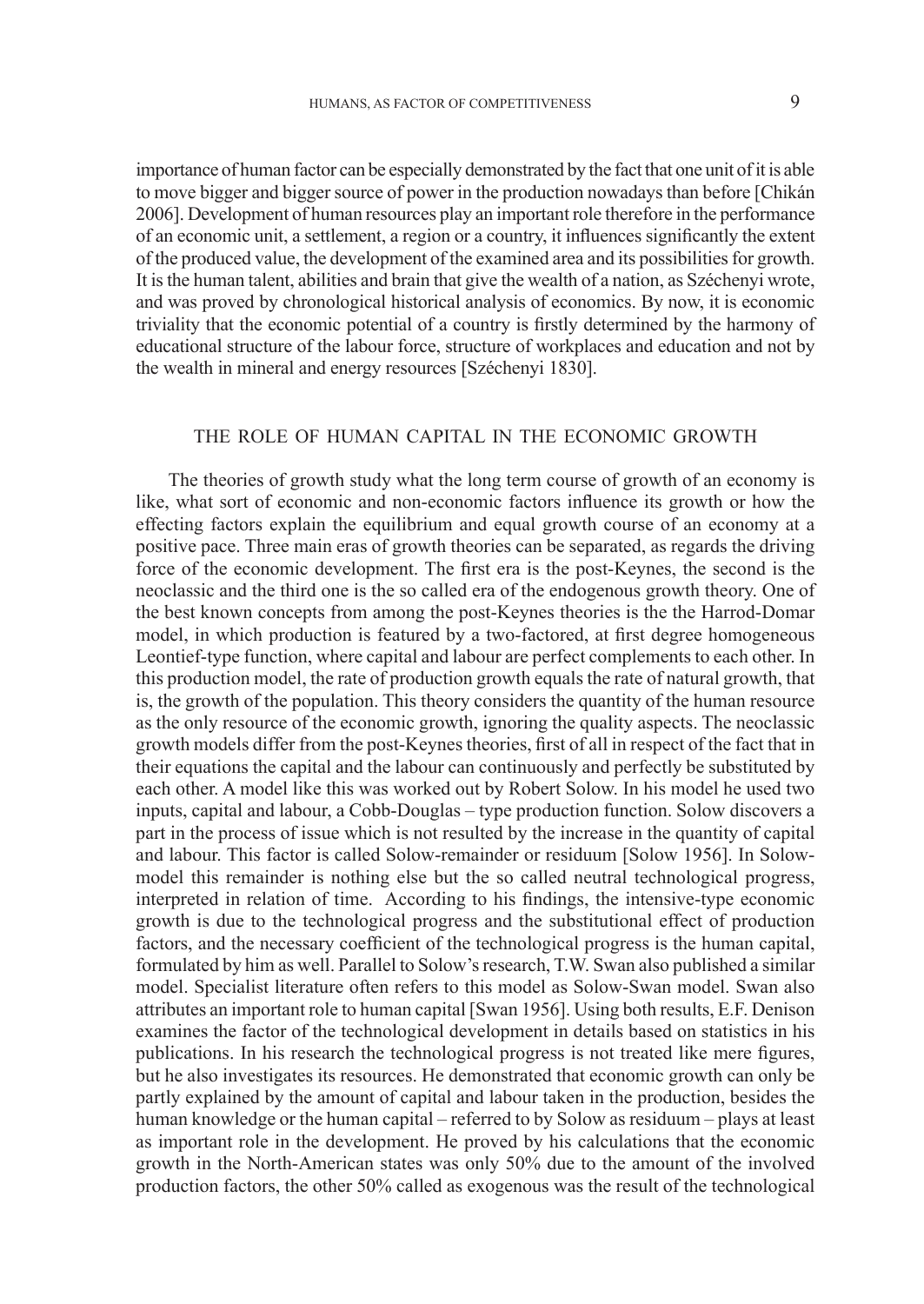importance of human factor can be especially demonstrated by the fact that one unit of it is able to move bigger and bigger source of power in the production nowadays than before [Chikán 2006]. Development of human resources play an important role therefore in the performance of an economic unit, a settlement, a region or a country, it influences significantly the extent of the produced value, the development of the examined area and its possibilities for growth. It is the human talent, abilities and brain that give the wealth of a nation, as Széchenyi wrote, and was proved by chronological historical analysis of economics. By now, it is economic triviality that the economic potential of a country is firstly determined by the harmony of educational structure of the labour force, structure of workplaces and education and not by the wealth in mineral and energy resources [Széchenyi 1830].

## THE ROLE OF HUMAN CAPITAL IN THE ECONOMIC GROWTH

The theories of growth study what the long term course of growth of an economy is like, what sort of economic and non-economic factors influence its growth or how the effecting factors explain the equilibrium and equal growth course of an economy at a positive pace. Three main eras of growth theories can be separated, as regards the driving force of the economic development. The first era is the post-Keynes, the second is the neoclassic and the third one is the so called era of the endogenous growth theory. One of the best known concepts from among the post-Keynes theories is the the Harrod-Domar model, in which production is featured by a two-factored, at first degree homogeneous Leontief-type function, where capital and labour are perfect complements to each other. In this production model, the rate of production growth equals the rate of natural growth, that is, the growth of the population. This theory considers the quantity of the human resource as the only resource of the economic growth, ignoring the quality aspects. The neoclassic growth models differ from the post-Keynes theories, first of all in respect of the fact that in their equations the capital and the labour can continuously and perfectly be substituted by each other. A model like this was worked out by Robert Solow. In his model he used two inputs, capital and labour, a Cobb-Douglas – type production function. Solow discovers a part in the process of issue which is not resulted by the increase in the quantity of capital and labour. This factor is called Solow-remainder or residuum [Solow 1956]. In Solow-model this remainder is nothing else but the so called neutral technological progress, interpreted in relation of time. According to his findings, the intensive-type economic growth is due to the technological progress and the substitutional effect of production factors, and the necessary coefficient of the technological progress is the human capital, formulated by him as well. Parallel to Solow's research, T.W. Swan also published a similar model. Specialist literature often refers to this model as Solow-Swan model. Swan also attributes an important role to human capital [Swan 1956]. Using both results, E.F. Denison examines the factor of the technological development in details based on statistics in his publications. In his research the technological progress is not treated like mere figures, but he also investigates its resources. He demonstrated that economic growth can only be partly explained by the amount of capital and labour taken in the production, besides the human knowledge or the human capital – referred to by Solow as residuum – plays at least as important role in the development. He proved by his calculations that the economic growth in the North-American states was only 50% due to the amount of the involved production factors, the other 50% called as exogenous was the result of the technological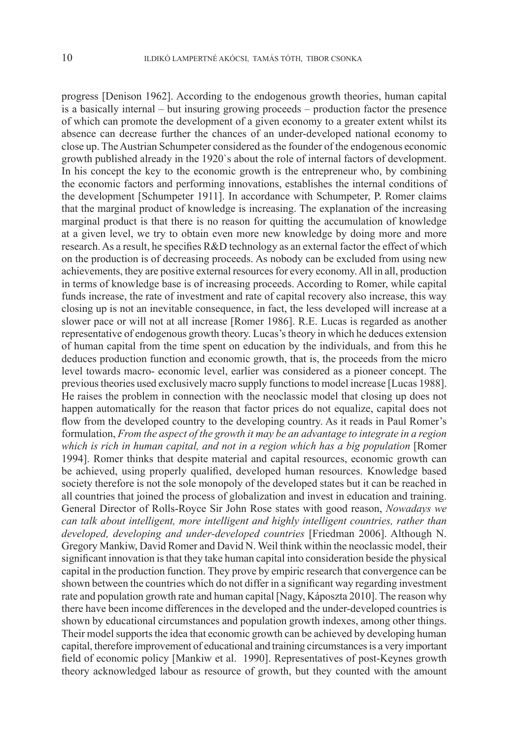progress [Denison 1962]. According to the endogenous growth theories, human capital is a basically internal – but insuring growing proceeds – production factor the presence of which can promote the development of a given economy to a greater extent whilst its absence can decrease further the chances of an under-developed national economy to close up. The Austrian Schumpeter considered as the founder of the endogenous economic growth published already in the 1920`s about the role of internal factors of development. In his concept the key to the economic growth is the entrepreneur who, by combining the economic factors and performing innovations, establishes the internal conditions of the development [Schumpeter 1911]. In accordance with Schumpeter, P. Romer claims that the marginal product of knowledge is increasing. The explanation of the increasing marginal product is that there is no reason for quitting the accumulation of knowledge at a given level, we try to obtain even more new knowledge by doing more and more research. As a result, he specifies R&D technology as an external factor the effect of which on the production is of decreasing proceeds. As nobody can be excluded from using new achievements, they are positive external resources for every economy. All in all, production in terms of knowledge base is of increasing proceeds. According to Romer, while capital funds increase, the rate of investment and rate of capital recovery also increase, this way closing up is not an inevitable consequence, in fact, the less developed will increase at a slower pace or will not at all increase [Romer 1986]. R.E. Lucas is regarded as another representative of endogenous growth theory. Lucas's theory in which he deduces extension of human capital from the time spent on education by the individuals, and from this he deduces production function and economic growth, that is, the proceeds from the micro level towards macro- economic level, earlier was considered as a pioneer concept. The previous theories used exclusively macro supply functions to model increase [Lucas 1988]. He raises the problem in connection with the neoclassic model that closing up does not happen automatically for the reason that factor prices do not equalize, capital does not flow from the developed country to the developing country. As it reads in Paul Romer's formulation, *From the aspect of the growth it may be an advantage to integrate in a region which is rich in human capital, and not in a region which has a big population* [Romer 1994]. Romer thinks that despite material and capital resources, economic growth can be achieved, using properly qualified, developed human resources. Knowledge based society therefore is not the sole monopoly of the developed states but it can be reached in all countries that joined the process of globalization and invest in education and training. General Director of Rolls-Royce Sir John Rose states with good reason, *Nowadays we can talk about intelligent, more intelligent and highly intelligent countries, rather than developed, developing and under-developed countries* [Friedman 2006]. Although N. Gregory Mankiw, David Romer and David N. Weil think within the neoclassic model, their significant innovation is that they take human capital into consideration beside the physical capital in the production function. They prove by empiric research that convergence can be shown between the countries which do not differ in a significant way regarding investment rate and population growth rate and human capital [Nagy, Káposzta 2010]. The reason why there have been income differences in the developed and the under-developed countries is shown by educational circumstances and population growth indexes, among other things. Their model supports the idea that economic growth can be achieved by developing human capital, therefore improvement of educational and training circumstances is a very important field of economic policy [Mankiw et al. 1990]. Representatives of post-Keynes growth theory acknowledged labour as resource of growth, but they counted with the amount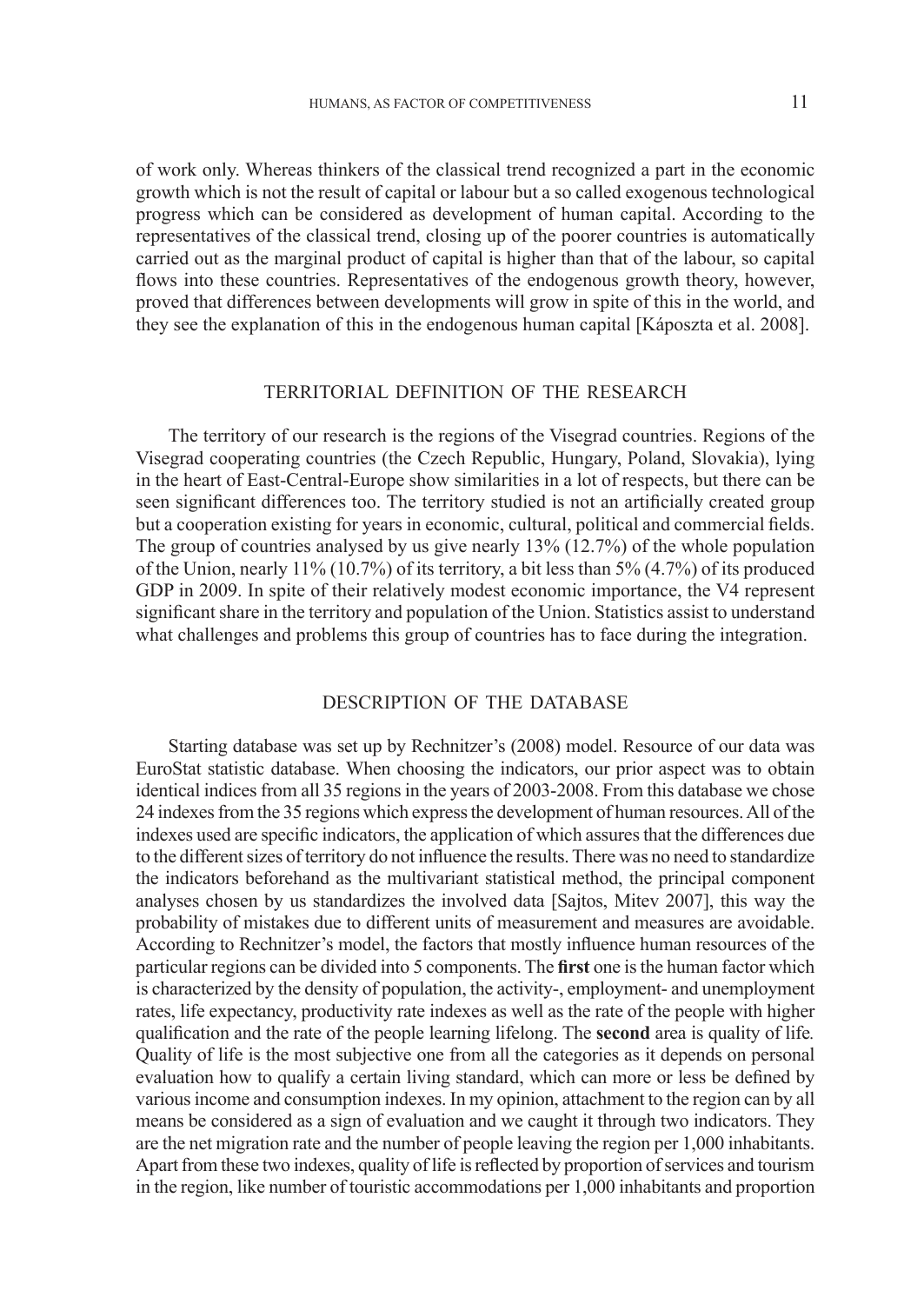of work only. Whereas thinkers of the classical trend recognized a part in the economic growth which is not the result of capital or labour but a so called exogenous technological progress which can be considered as development of human capital. According to the representatives of the classical trend, closing up of the poorer countries is automatically carried out as the marginal product of capital is higher than that of the labour, so capital flows into these countries. Representatives of the endogenous growth theory, however, proved that differences between developments will grow in spite of this in the world, and they see the explanation of this in the endogenous human capital [Káposzta et al. 2008].

## TERRITORIAL DEFINITION OF THE RESEARCH

The territory of our research is the regions of the Visegrad countries. Regions of the Visegrad cooperating countries (the Czech Republic, Hungary, Poland, Slovakia), lying in the heart of East-Central-Europe show similarities in a lot of respects, but there can be seen significant differences too. The territory studied is not an artificially created group but a cooperation existing for years in economic, cultural, political and commercial fields. The group of countries analysed by us give nearly 13% (12.7%) of the whole population of the Union, nearly 11% (10.7%) of its territory, a bit less than 5% (4.7%) of its produced GDP in 2009. In spite of their relatively modest economic importance, the V4 represent significant share in the territory and population of the Union. Statistics assist to understand what challenges and problems this group of countries has to face during the integration.

## DESCRIPTION OF THE DATABASE

Starting database was set up by Rechnitzer's (2008) model. Resource of our data was EuroStat statistic database. When choosing the indicators, our prior aspect was to obtain identical indices from all 35 regions in the years of 2003-2008. From this database we chose 24 indexes from the 35 regions which express the development of human resources. All of the indexes used are specific indicators, the application of which assures that the differences due to the different sizes of territory do not influence the results. There was no need to standardize the indicators beforehand as the multivariant statistical method, the principal component analyses chosen by us standardizes the involved data [Sajtos, Mitev 2007], this way the probability of mistakes due to different units of measurement and measures are avoidable. According to Rechnitzer's model, the factors that mostly influence human resources of the particular regions can be divided into 5 components. The **first** one is the human factor which is characterized by the density of population, the activity-, employment- and unemployment rates, life expectancy, productivity rate indexes as well as the rate of the people with higher qualification and the rate of the people learning lifelong. The **second** area is quality of life. Quality of life is the most subjective one from all the categories as it depends on personal evaluation how to qualify a certain living standard, which can more or less be defined by various income and consumption indexes. In my opinion, attachment to the region can by all means be considered as a sign of evaluation and we caught it through two indicators. They are the net migration rate and the number of people leaving the region per 1,000 inhabitants. Apart from these two indexes, quality of life is reflected by proportion of services and tourism in the region, like number of touristic accommodations per 1,000 inhabitants and proportion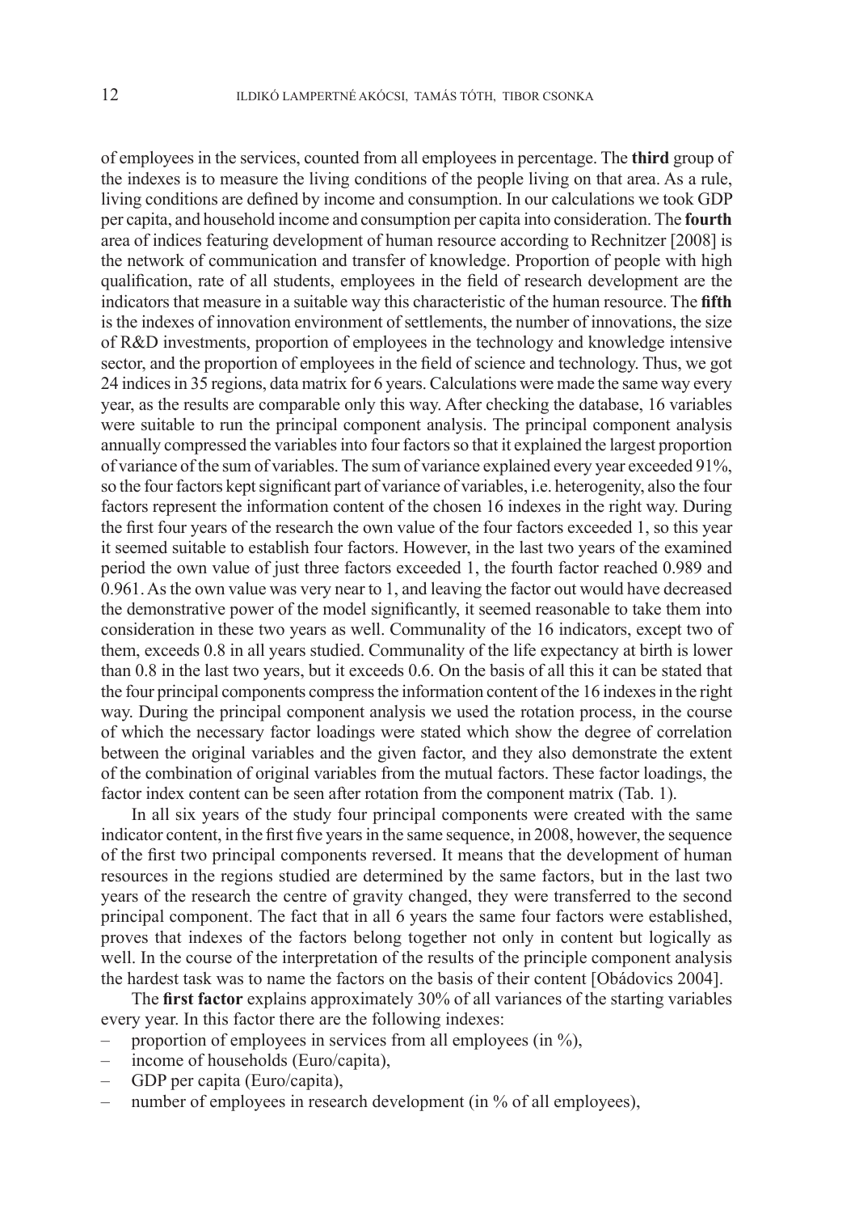of employees in the services, counted from all employees in percentage. The **third** group of the indexes is to measure the living conditions of the people living on that area. As a rule, living conditions are defined by income and consumption. In our calculations we took GDP per capita, and household income and consumption per capita into consideration. The **fourth** area of indices featuring development of human resource according to Rechnitzer [2008] is the network of communication and transfer of knowledge. Proportion of people with high qualification, rate of all students, employees in the field of research development are the indicators that measure in a suitable way this characteristic of the human resource. The **fifth** is the indexes of innovation environment of settlements, the number of innovations, the size of R&D investments, proportion of employees in the technology and knowledge intensive sector, and the proportion of employees in the field of science and technology. Thus, we got 24 indices in 35 regions, data matrix for 6 years. Calculations were made the same way every year, as the results are comparable only this way. After checking the database, 16 variables were suitable to run the principal component analysis. The principal component analysis annually compressed the variables into four factors so that it explained the largest proportion of variance of the sum of variables. The sum of variance explained every year exceeded 91%, so the four factors kept significant part of variance of variables, i.e. heterogenity, also the four factors represent the information content of the chosen 16 indexes in the right way. During the first four years of the research the own value of the four factors exceeded 1, so this year it seemed suitable to establish four factors. However, in the last two years of the examined period the own value of just three factors exceeded 1, the fourth factor reached 0.989 and 0.961. As the own value was very near to 1, and leaving the factor out would have decreased the demonstrative power of the model significantly, it seemed reasonable to take them into consideration in these two years as well. Communality of the 16 indicators, except two of them, exceeds 0.8 in all years studied. Communality of the life expectancy at birth is lower than 0.8 in the last two years, but it exceeds 0.6. On the basis of all this it can be stated that the four principal components compress the information content of the 16 indexes in the right way. During the principal component analysis we used the rotation process, in the course of which the necessary factor loadings were stated which show the degree of correlation between the original variables and the given factor, and they also demonstrate the extent of the combination of original variables from the mutual factors. These factor loadings, the factor index content can be seen after rotation from the component matrix (Tab. 1).

In all six years of the study four principal components were created with the same indicator content, in the first five years in the same sequence, in 2008, however, the sequence of the first two principal components reversed. It means that the development of human resources in the regions studied are determined by the same factors, but in the last two years of the research the centre of gravity changed, they were transferred to the second principal component. The fact that in all 6 years the same four factors were established, proves that indexes of the factors belong together not only in content but logically as well. In the course of the interpretation of the results of the principle component analysis the hardest task was to name the factors on the basis of their content [Obádovics 2004].

The **first factor** explains approximately 30% of all variances of the starting variables every year. In this factor there are the following indexes:

- proportion of employees in services from all employees (in %),
- income of households (Euro/capita),
- GDP per capita (Euro/capita),
- number of employees in research development (in % of all employees),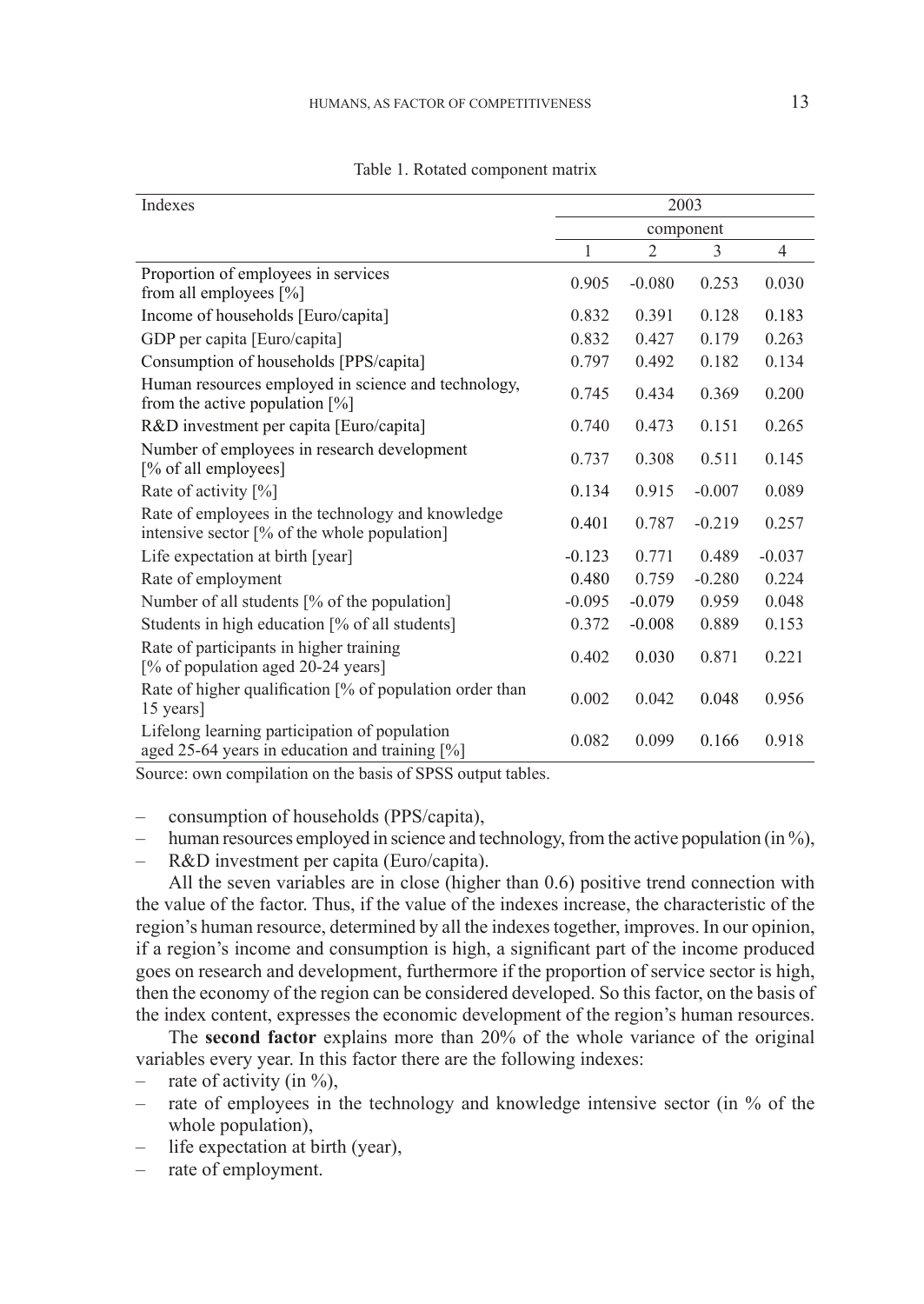Table 1. Rotated component matrix

| Indexes | 2003 | | | |
|---|---|---|---|---|
| | component | | | |
| | 1 | 2 | 3 | 4 |
| Proportion of employees in services from all employees [%] | 0.905 | -0.080 | 0.253 | 0.030 |
| Income of households [Euro/capita] | 0.832 | 0.391 | 0.128 | 0.183 |
| GDP per capita [Euro/capita] | 0.832 | 0.427 | 0.179 | 0.263 |
| Consumption of households [PPS/capita] | 0.797 | 0.492 | 0.182 | 0.134 |
| Human resources employed in science and technology, from the active population [%] | 0.745 | 0.434 | 0.369 | 0.200 |
| R&D investment per capita [Euro/capita] | 0.740 | 0.473 | 0.151 | 0.265 |
| Number of employees in research development [% of all employees] | 0.737 | 0.308 | 0.511 | 0.145 |
| Rate of activity [%] | 0.134 | 0.915 | -0.007 | 0.089 |
| Rate of employees in the technology and knowledge intensive sector [% of the whole population] | 0.401 | 0.787 | -0.219 | 0.257 |
| Life expectation at birth [year] | -0.123 | 0.771 | 0.489 | -0.037 |
| Rate of employment | 0.480 | 0.759 | -0.280 | 0.224 |
| Number of all students [% of the population] | -0.095 | -0.079 | 0.959 | 0.048 |
| Students in high education [% of all students] | 0.372 | -0.008 | 0.889 | 0.153 |
| Rate of participants in higher training [% of population aged 20-24 years] | 0.402 | 0.030 | 0.871 | 0.221 |
| Rate of higher qualification [% of population order than 15 years] | 0.002 | 0.042 | 0.048 | 0.956 |
| Lifelong learning participation of population aged 25-64 years in education and training [%] | 0.082 | 0.099 | 0.166 | 0.918 |

Source: own compilation on the basis of SPSS output tables.

- consumption of households (PPS/capita),
- human resources employed in science and technology, from the active population (in %),
- R&D investment per capita (Euro/capita).

All the seven variables are in close (higher than 0.6) positive trend connection with the value of the factor. Thus, if the value of the indexes increase, the characteristic of the region's human resource, determined by all the indexes together, improves. In our opinion, if a region's income and consumption is high, a significant part of the income produced goes on research and development, furthermore if the proportion of service sector is high, then the economy of the region can be considered developed. So this factor, on the basis of the index content, expresses the economic development of the region's human resources.

The **second factor** explains more than 20% of the whole variance of the original variables every year. In this factor there are the following indexes:

- rate of activity (in %),
- rate of employees in the technology and knowledge intensive sector (in % of the whole population),
- life expectation at birth (year),
- rate of employment.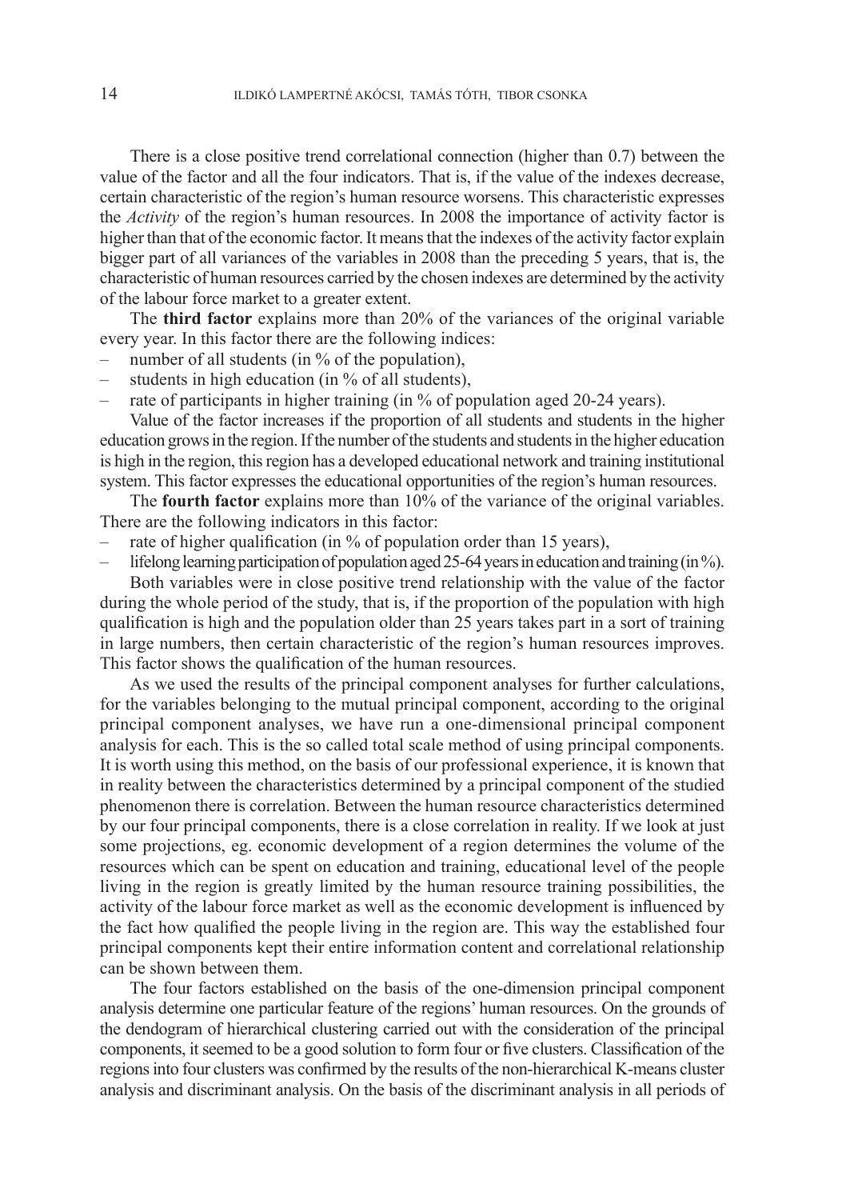There is a close positive trend correlational connection (higher than 0.7) between the value of the factor and all the four indicators. That is, if the value of the indexes decrease, certain characteristic of the region's human resource worsens. This characteristic expresses the *Activity* of the region's human resources. In 2008 the importance of activity factor is higher than that of the economic factor. It means that the indexes of the activity factor explain bigger part of all variances of the variables in 2008 than the preceding 5 years, that is, the characteristic of human resources carried by the chosen indexes are determined by the activity of the labour force market to a greater extent.

The **third factor** explains more than 20% of the variances of the original variable every year. In this factor there are the following indices:

– number of all students (in % of the population),
– students in high education (in % of all students),
– rate of participants in higher training (in % of population aged 20-24 years).

Value of the factor increases if the proportion of all students and students in the higher education grows in the region. If the number of the students and students in the higher education is high in the region, this region has a developed educational network and training institutional system. This factor expresses the educational opportunities of the region's human resources.

The **fourth factor** explains more than 10% of the variance of the original variables. There are the following indicators in this factor:

– rate of higher qualification (in % of population order than 15 years),
– lifelong learning participation of population aged 25-64 years in education and training (in %).

Both variables were in close positive trend relationship with the value of the factor during the whole period of the study, that is, if the proportion of the population with high qualification is high and the population older than 25 years takes part in a sort of training in large numbers, then certain characteristic of the region's human resources improves. This factor shows the qualification of the human resources.

As we used the results of the principal component analyses for further calculations, for the variables belonging to the mutual principal component, according to the original principal component analyses, we have run a one-dimensional principal component analysis for each. This is the so called total scale method of using principal components. It is worth using this method, on the basis of our professional experience, it is known that in reality between the characteristics determined by a principal component of the studied phenomenon there is correlation. Between the human resource characteristics determined by our four principal components, there is a close correlation in reality. If we look at just some projections, eg. economic development of a region determines the volume of the resources which can be spent on education and training, educational level of the people living in the region is greatly limited by the human resource training possibilities, the activity of the labour force market as well as the economic development is influenced by the fact how qualified the people living in the region are. This way the established four principal components kept their entire information content and correlational relationship can be shown between them.

The four factors established on the basis of the one-dimension principal component analysis determine one particular feature of the regions' human resources. On the grounds of the dendogram of hierarchical clustering carried out with the consideration of the principal components, it seemed to be a good solution to form four or five clusters. Classification of the regions into four clusters was confirmed by the results of the non-hierarchical K-means cluster analysis and discriminant analysis. On the basis of the discriminant analysis in all periods of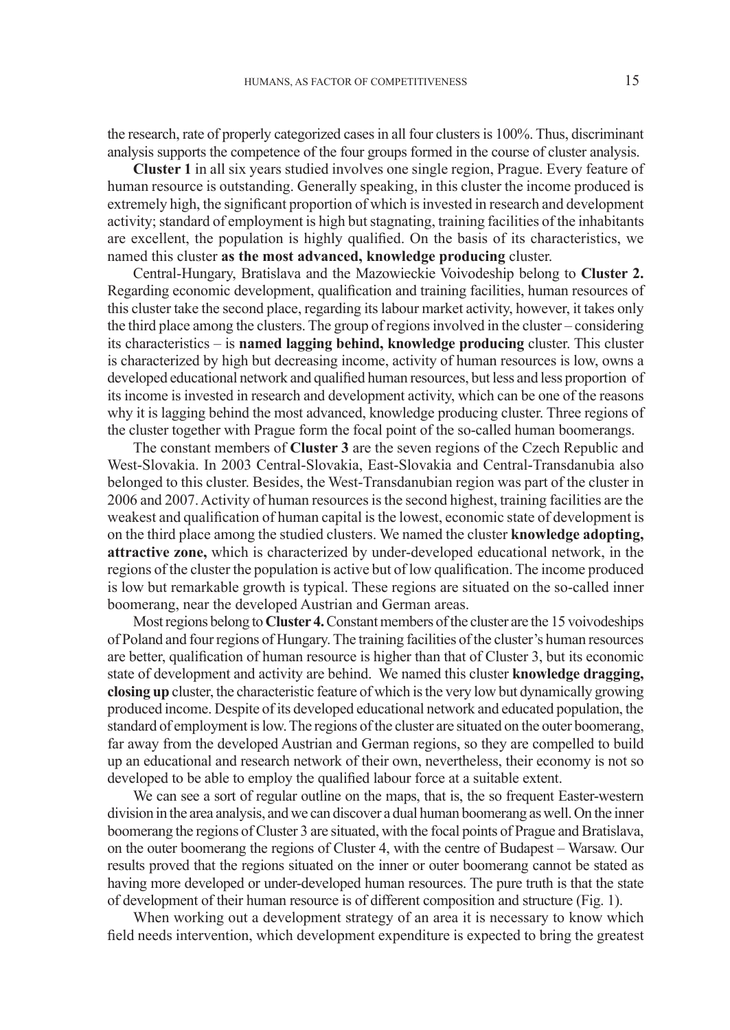the research, rate of properly categorized cases in all four clusters is 100%. Thus, discriminant analysis supports the competence of the four groups formed in the course of cluster analysis.

**Cluster 1** in all six years studied involves one single region, Prague. Every feature of human resource is outstanding. Generally speaking, in this cluster the income produced is extremely high, the significant proportion of which is invested in research and development activity; standard of employment is high but stagnating, training facilities of the inhabitants are excellent, the population is highly qualified. On the basis of its characteristics, we named this cluster **as the most advanced, knowledge producing** cluster.

Central-Hungary, Bratislava and the Mazowieckie Voivodeship belong to **Cluster 2.** Regarding economic development, qualification and training facilities, human resources of this cluster take the second place, regarding its labour market activity, however, it takes only the third place among the clusters. The group of regions involved in the cluster – considering its characteristics – is **named lagging behind, knowledge producing** cluster. This cluster is characterized by high but decreasing income, activity of human resources is low, owns a developed educational network and qualified human resources, but less and less proportion of its income is invested in research and development activity, which can be one of the reasons why it is lagging behind the most advanced, knowledge producing cluster. Three regions of the cluster together with Prague form the focal point of the so-called human boomerangs.

The constant members of **Cluster 3** are the seven regions of the Czech Republic and West-Slovakia. In 2003 Central-Slovakia, East-Slovakia and Central-Transdanubia also belonged to this cluster. Besides, the West-Transdanubian region was part of the cluster in 2006 and 2007. Activity of human resources is the second highest, training facilities are the weakest and qualification of human capital is the lowest, economic state of development is on the third place among the studied clusters. We named the cluster **knowledge adopting, attractive zone,** which is characterized by under-developed educational network, in the regions of the cluster the population is active but of low qualification. The income produced is low but remarkable growth is typical. These regions are situated on the so-called inner boomerang, near the developed Austrian and German areas.

Most regions belong to **Cluster 4.** Constant members of the cluster are the 15 voivodeships of Poland and four regions of Hungary. The training facilities of the cluster's human resources are better, qualification of human resource is higher than that of Cluster 3, but its economic state of development and activity are behind. We named this cluster **knowledge dragging, closing up** cluster, the characteristic feature of which is the very low but dynamically growing produced income. Despite of its developed educational network and educated population, the standard of employment is low. The regions of the cluster are situated on the outer boomerang, far away from the developed Austrian and German regions, so they are compelled to build up an educational and research network of their own, nevertheless, their economy is not so developed to be able to employ the qualified labour force at a suitable extent.

We can see a sort of regular outline on the maps, that is, the so frequent Easter-western division in the area analysis, and we can discover a dual human boomerang as well. On the inner boomerang the regions of Cluster 3 are situated, with the focal points of Prague and Bratislava, on the outer boomerang the regions of Cluster 4, with the centre of Budapest – Warsaw. Our results proved that the regions situated on the inner or outer boomerang cannot be stated as having more developed or under-developed human resources. The pure truth is that the state of development of their human resource is of different composition and structure (Fig. 1).

When working out a development strategy of an area it is necessary to know which field needs intervention, which development expenditure is expected to bring the greatest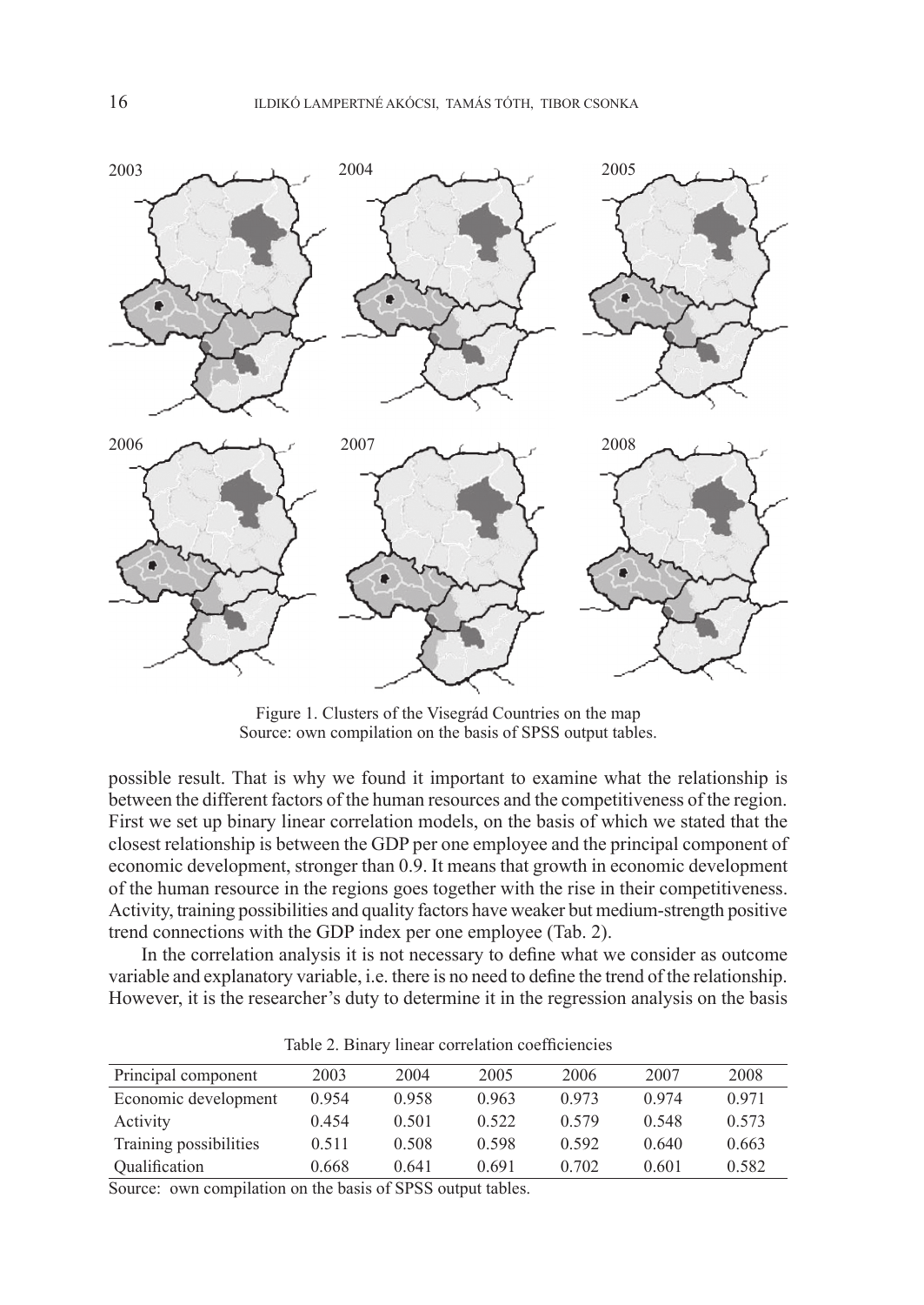Figure 1. Clusters of the Visegrád Countries on the map
Source: own compilation on the basis of SPSS output tables.

possible result. That is why we found it important to examine what the relationship is between the different factors of the human resources and the competitiveness of the region. First we set up binary linear correlation models, on the basis of which we stated that the closest relationship is between the GDP per one employee and the principal component of economic development, stronger than 0.9. It means that growth in economic development of the human resource in the regions goes together with the rise in their competitiveness. Activity, training possibilities and quality factors have weaker but medium-strength positive trend connections with the GDP index per one employee (Tab. 2).

In the correlation analysis it is not necessary to define what we consider as outcome variable and explanatory variable, i.e. there is no need to define the trend of the relationship. However, it is the researcher's duty to determine it in the regression analysis on the basis

Table 2. Binary linear correlation coefficiencies

| Principal component | 2003 | 2004 | 2005 | 2006 | 2007 | 2008 |
|---|---|---|---|---|---|---|
| Economic development | 0.954 | 0.958 | 0.963 | 0.973 | 0.974 | 0.971 |
| Activity | 0.454 | 0.501 | 0.522 | 0.579 | 0.548 | 0.573 |
| Training possibilities | 0.511 | 0.508 | 0.598 | 0.592 | 0.640 | 0.663 |
| Qualification | 0.668 | 0.641 | 0.691 | 0.702 | 0.601 | 0.582 |

Source: own compilation on the basis of SPSS output tables.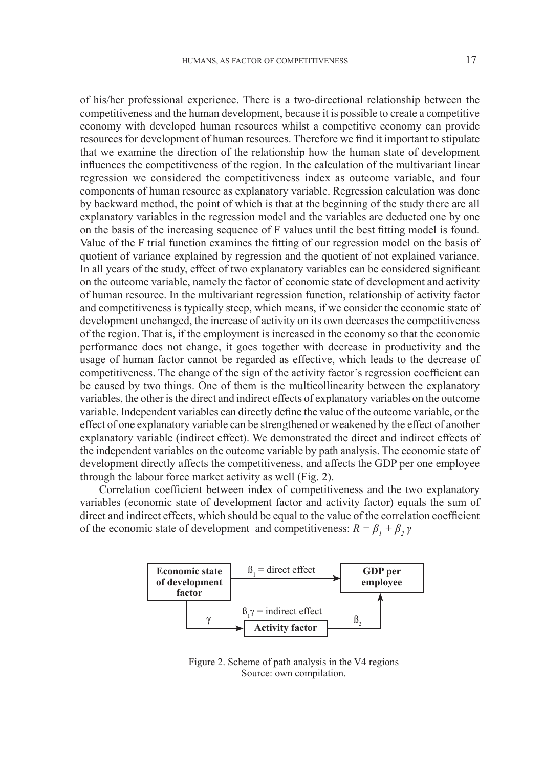of his/her professional experience. There is a two-directional relationship between the competitiveness and the human development, because it is possible to create a competitive economy with developed human resources whilst a competitive economy can provide resources for development of human resources. Therefore we find it important to stipulate that we examine the direction of the relationship how the human state of development influences the competitiveness of the region. In the calculation of the multivariant linear regression we considered the competitiveness index as outcome variable, and four components of human resource as explanatory variable. Regression calculation was done by backward method, the point of which is that at the beginning of the study there are all explanatory variables in the regression model and the variables are deducted one by one on the basis of the increasing sequence of F values until the best fitting model is found. Value of the F trial function examines the fitting of our regression model on the basis of quotient of variance explained by regression and the quotient of not explained variance. In all years of the study, effect of two explanatory variables can be considered significant on the outcome variable, namely the factor of economic state of development and activity of human resource. In the multivariant regression function, relationship of activity factor and competitiveness is typically steep, which means, if we consider the economic state of development unchanged, the increase of activity on its own decreases the competitiveness of the region. That is, if the employment is increased in the economy so that the economic performance does not change, it goes together with decrease in productivity and the usage of human factor cannot be regarded as effective, which leads to the decrease of competitiveness. The change of the sign of the activity factor's regression coefficient can be caused by two things. One of them is the multicollinearity between the explanatory variables, the other is the direct and indirect effects of explanatory variables on the outcome variable. Independent variables can directly define the value of the outcome variable, or the effect of one explanatory variable can be strengthened or weakened by the effect of another explanatory variable (indirect effect). We demonstrated the direct and indirect effects of the independent variables on the outcome variable by path analysis. The economic state of development directly affects the competitiveness, and affects the GDP per one employee through the labour force market activity as well (Fig. 2).

Correlation coefficient between index of competitiveness and the two explanatory variables (economic state of development factor and activity factor) equals the sum of direct and indirect effects, which should be equal to the value of the correlation coefficient of the economic state of development and competitiveness: $R = \beta_1 + \beta_2 \gamma$

Economic state of development factor → ($\beta_1$ = direct effect) → GDP per employee

Economic state of development factor → ($\gamma$) → Activity factor → ($\beta_2$) → GDP per employee

$\beta_1\gamma$ = indirect effect

Figure 2. Scheme of path analysis in the V4 regions
Source: own compilation.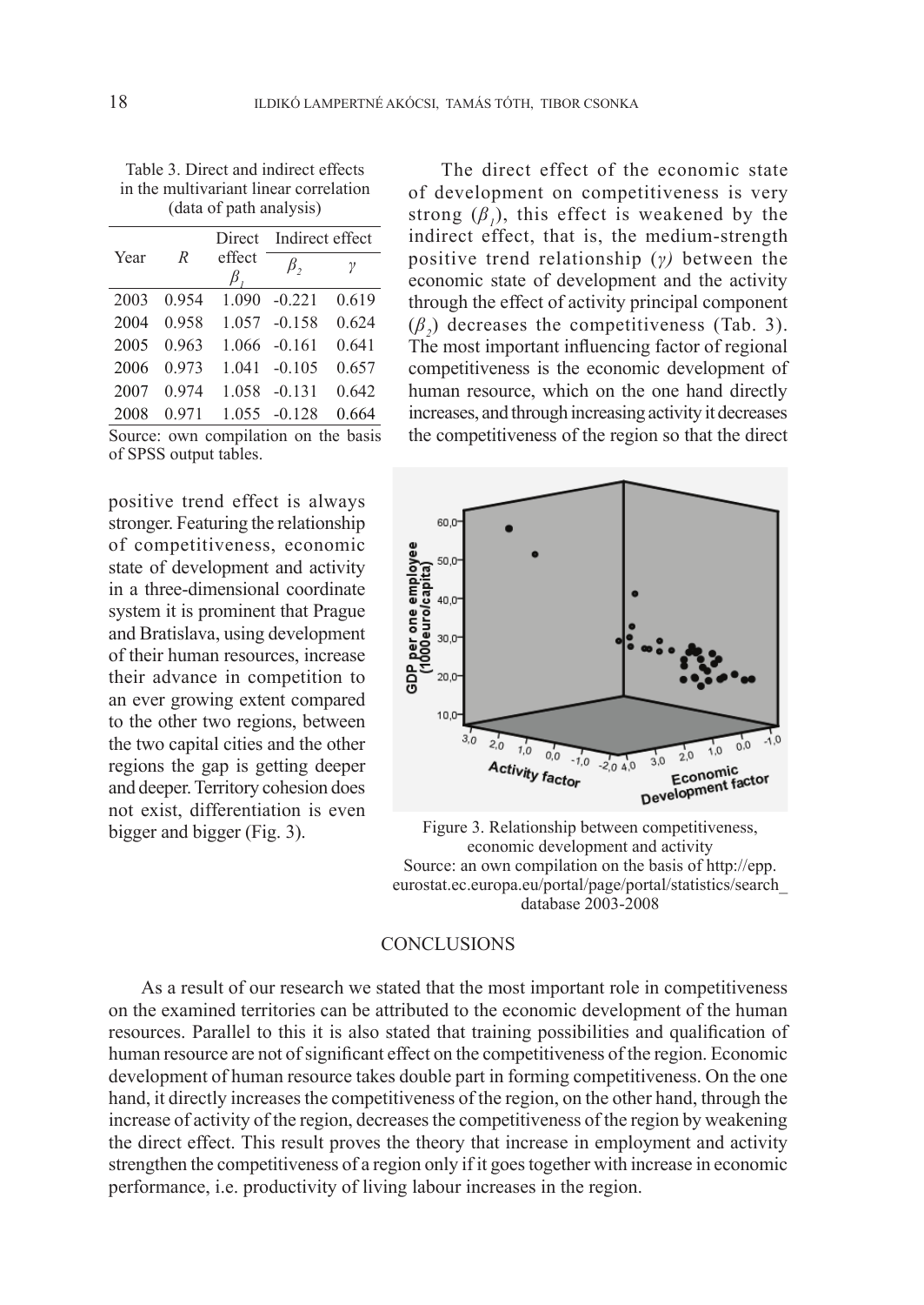Table 3. Direct and indirect effects in the multivariant linear correlation (data of path analysis)

| Year | $R$ | Direct effect $\beta_1$ | Indirect effect $\beta_2$ | Indirect effect $\gamma$ |
|---|---|---|---|---|
| 2003 | 0.954 | 1.090 | -0.221 | 0.619 |
| 2004 | 0.958 | 1.057 | -0.158 | 0.624 |
| 2005 | 0.963 | 1.066 | -0.161 | 0.641 |
| 2006 | 0.973 | 1.041 | -0.105 | 0.657 |
| 2007 | 0.974 | 1.058 | -0.131 | 0.642 |
| 2008 | 0.971 | 1.055 | -0.128 | 0.664 |

Source: own compilation on the basis of SPSS output tables.

The direct effect of the economic state of development on competitiveness is very strong ($\beta_1$), this effect is weakened by the indirect effect, that is, the medium-strength positive trend relationship ($\gamma$) between the economic state of development and the activity through the effect of activity principal component ($\beta_2$) decreases the competitiveness (Tab. 3). The most important influencing factor of regional competitiveness is the economic development of human resource, which on the one hand directly increases, and through increasing activity it decreases the competitiveness of the region so that the direct positive trend effect is always stronger. Featuring the relationship of competitiveness, economic state of development and activity in a three-dimensional coordinate system it is prominent that Prague and Bratislava, using development of their human resources, increase their advance in competition to an ever growing extent compared to the other two regions, between the two capital cities and the other regions the gap is getting deeper and deeper. Territory cohesion does not exist, differentiation is even bigger and bigger (Fig. 3).

Figure 3. Relationship between competitiveness, economic development and activity
Source: an own compilation on the basis of http://epp.eurostat.ec.europa.eu/portal/page/portal/statistics/search_database 2003-2008

## CONCLUSIONS

As a result of our research we stated that the most important role in competitiveness on the examined territories can be attributed to the economic development of the human resources. Parallel to this it is also stated that training possibilities and qualification of human resource are not of significant effect on the competitiveness of the region. Economic development of human resource takes double part in forming competitiveness. On the one hand, it directly increases the competitiveness of the region, on the other hand, through the increase of activity of the region, decreases the competitiveness of the region by weakening the direct effect. This result proves the theory that increase in employment and activity strengthen the competitiveness of a region only if it goes together with increase in economic performance, i.e. productivity of living labour increases in the region.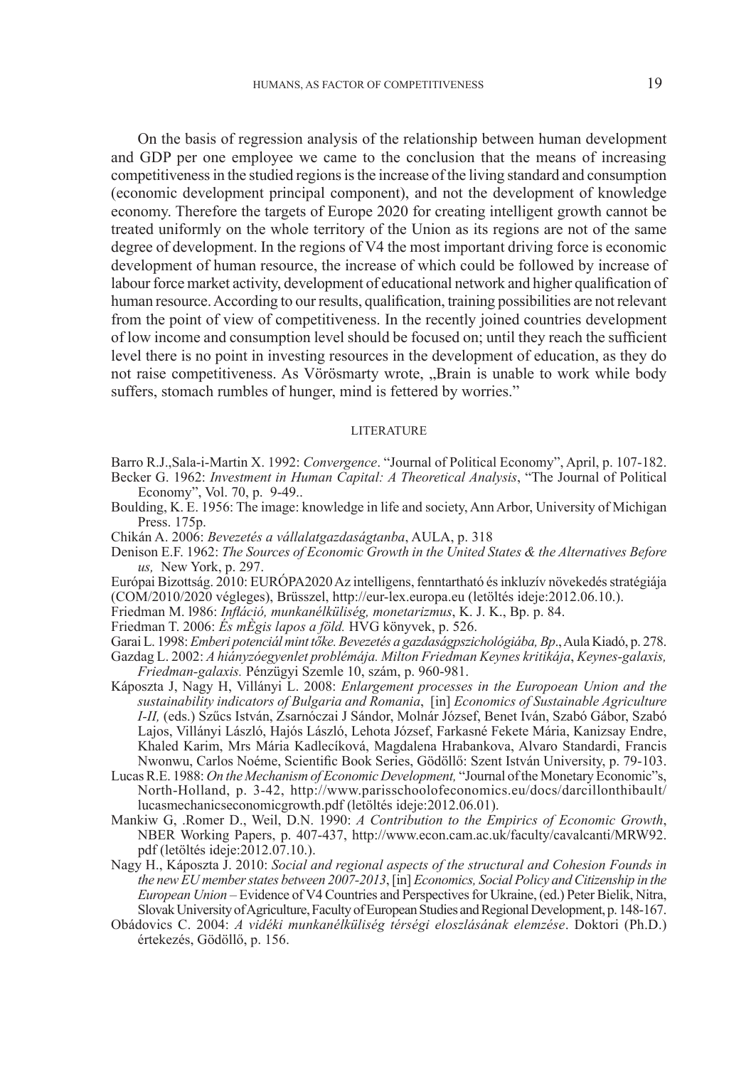On the basis of regression analysis of the relationship between human development and GDP per one employee we came to the conclusion that the means of increasing competitiveness in the studied regions is the increase of the living standard and consumption (economic development principal component), and not the development of knowledge economy. Therefore the targets of Europe 2020 for creating intelligent growth cannot be treated uniformly on the whole territory of the Union as its regions are not of the same degree of development. In the regions of V4 the most important driving force is economic development of human resource, the increase of which could be followed by increase of labour force market activity, development of educational network and higher qualification of human resource. According to our results, qualification, training possibilities are not relevant from the point of view of competitiveness. In the recently joined countries development of low income and consumption level should be focused on; until they reach the sufficient level there is no point in investing resources in the development of education, as they do not raise competitiveness. As Vörösmarty wrote, „Brain is unable to work while body suffers, stomach rumbles of hunger, mind is fettered by worries."

## LITERATURE

Barro R.J.,Sala-i-Martin X. 1992: *Convergence*. "Journal of Political Economy", April, p. 107-182.

Becker G. 1962: *Investment in Human Capital: A Theoretical Analysis*, "The Journal of Political Economy", Vol. 70, p. 9-49..

Boulding, K. E. 1956: The image: knowledge in life and society, Ann Arbor, University of Michigan Press. 175p.

Chikán A. 2006: *Bevezetés a vállalatgazdaságtanba*, AULA, p. 318

Denison E.F. 1962: *The Sources of Economic Growth in the United States & the Alternatives Before us,* New York, p. 297.

Európai Bizottság. 2010: EURÓPA2020 Az intelligens, fenntartható és inkluzív növekedés stratégiája (COM/2010/2020 végleges), Brüsszel, http://eur-lex.europa.eu (letöltés ideje:2012.06.10.).

Friedman M. l986: *Infláció, munkanélküliség, monetarizmus*, K. J. K., Bp. p. 84.

Friedman T. 2006: *És mÈgis lapos a föld.* HVG könyvek, p. 526.

Garai L. 1998: *Emberi potenciál mint tőke. Bevezetés a gazdaságpszichológiába, Bp*., Aula Kiadó, p. 278.

Gazdag L. 2002: *A hiányzóegyenlet problémája. Milton Friedman Keynes kritikája*, *Keynes-galaxis, Friedman-galaxis.* Pénzügyi Szemle 10, szám, p. 960-981.

Káposzta J, Nagy H, Villányi L. 2008: *Enlargement processes in the Europoean Union and the sustainability indicators of Bulgaria and Romania*, [in] *Economics of Sustainable Agriculture I-II,* (eds.) Szűcs István, Zsarnóczai J Sándor, Molnár József, Benet Iván, Szabó Gábor, Szabó Lajos, Villányi László, Hajós László, Lehota József, Farkasné Fekete Mária, Kanizsay Endre, Khaled Karim, Mrs Mária Kadlecíková, Magdalena Hrabankova, Alvaro Standardi, Francis Nwonwu, Carlos Noéme, Scientific Book Series, Gödöllő: Szent István University, p. 79-103.

Lucas R.E. 1988: *On the Mechanism of Economic Development,* "Journal of the Monetary Economic"s, North-Holland, p. 3-42, http://www.parisschoolofeconomics.eu/docs/darcillonthibault/lucasmechanicseconomicgrowth.pdf (letöltés ideje:2012.06.01).

Mankiw G, .Romer D., Weil, D.N. 1990: *A Contribution to the Empirics of Economic Growth*, NBER Working Papers, p. 407-437, http://www.econ.cam.ac.uk/faculty/cavalcanti/MRW92.pdf (letöltés ideje:2012.07.10.).

Nagy H., Káposzta J. 2010: *Social and regional aspects of the structural and Cohesion Founds in the new EU member states between 2007-2013*, [in] *Economics, Social Policy and Citizenship in the European Union* – Evidence of V4 Countries and Perspectives for Ukraine, (ed.) Peter Bielik, Nitra, Slovak University of Agriculture, Faculty of European Studies and Regional Development, p. 148-167.

Obádovics C. 2004: *A vidéki munkanélküliség térségi eloszlásának elemzése*. Doktori (Ph.D.) értekezés, Gödöllő, p. 156.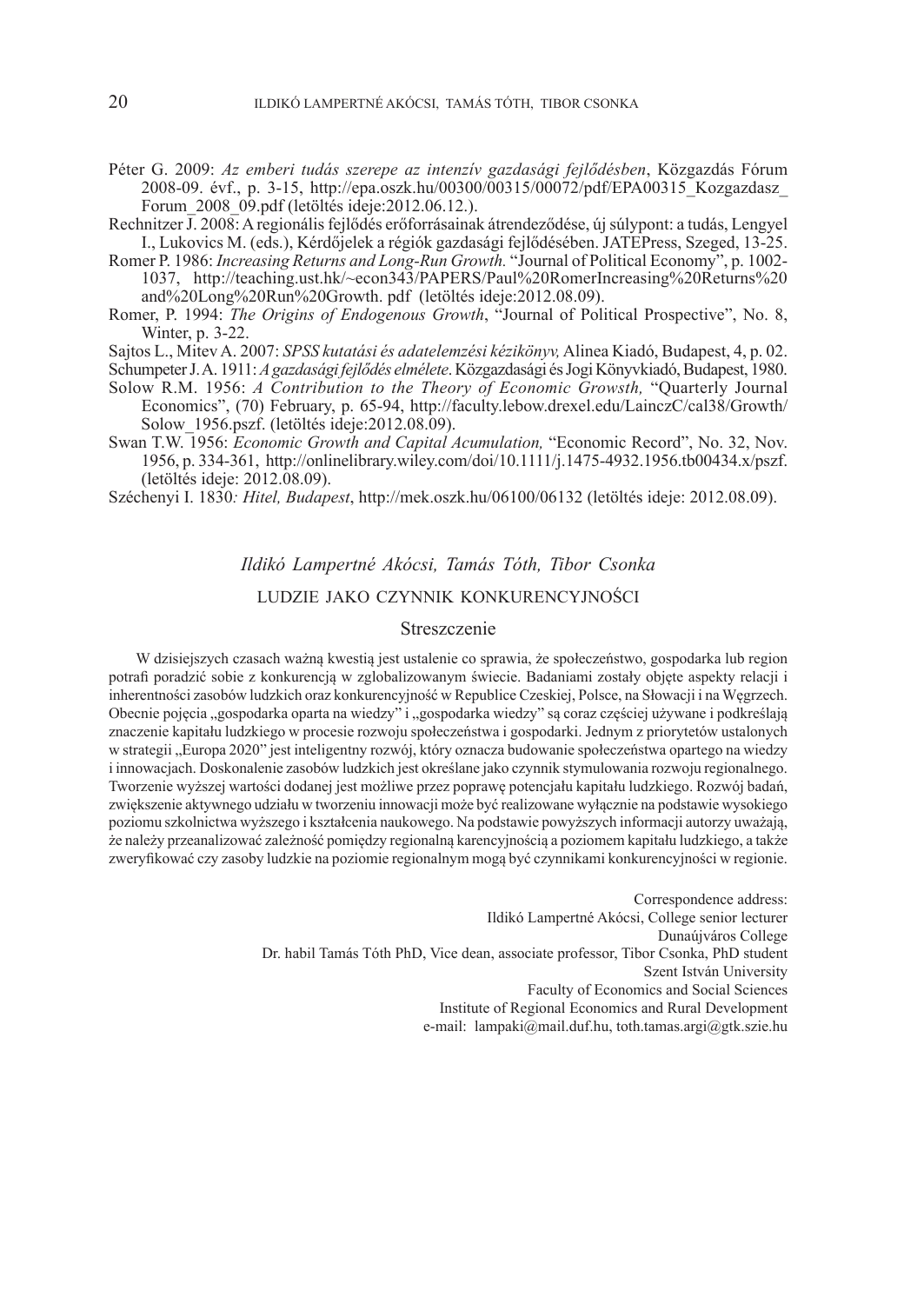Péter G. 2009: *Az emberi tudás szerepe az intenzív gazdasági fejlődésben*, Közgazdás Fórum 2008-09. évf., p. 3-15, http://epa.oszk.hu/00300/00315/00072/pdf/EPA00315_Kozgazdasz_Forum_2008_09.pdf (letöltés ideje:2012.06.12.).

Rechnitzer J. 2008: A regionális fejlődés erőforrásainak átrendeződése, új súlypont: a tudás, Lengyel I., Lukovics M. (eds.), Kérdőjelek a régiók gazdasági fejlődésében. JATEPress, Szeged, 13-25.

Romer P. 1986: *Increasing Returns and Long-Run Growth.* "Journal of Political Economy", p. 1002-1037, http://teaching.ust.hk/~econ343/PAPERS/Paul%20RomerIncreasing%20Returns%20and%20Long%20Run%20Growth. pdf (letöltés ideje:2012.08.09).

Romer, P. 1994: *The Origins of Endogenous Growth*, "Journal of Political Prospective", No. 8, Winter, p. 3-22.

Sajtos L., Mitev A. 2007: *SPSS kutatási és adatelemzési kézikönyv,* Alinea Kiadó, Budapest, 4, p. 02.

Schumpeter J. A. 1911: *A gazdasági fejlődés elmélete*. Közgazdasági és Jogi Könyvkiadó, Budapest, 1980.

Solow R.M. 1956: *A Contribution to the Theory of Economic Growsth,* "Quarterly Journal Economics", (70) February, p. 65-94, http://faculty.lebow.drexel.edu/LainczC/cal38/Growth/Solow_1956.pszf. (letöltés ideje:2012.08.09).

Swan T.W. 1956: *Economic Growth and Capital Acumulation,* "Economic Record", No. 32, Nov. 1956, p. 334-361, http://onlinelibrary.wiley.com/doi/10.1111/j.1475-4932.1956.tb00434.x/pszf. (letöltés ideje: 2012.08.09).

Széchenyi I. 1830*: Hitel, Budapest*, http://mek.oszk.hu/06100/06132 (letöltés ideje: 2012.08.09).

*Ildikó Lampertné Akócsi, Tamás Tóth, Tibor Csonka*

## LUDZIE JAKO CZYNNIK KONKURENCYJNOŚCI

### Streszczenie

W dzisiejszych czasach ważną kwestią jest ustalenie co sprawia, że społeczeństwo, gospodarka lub region potrafi poradzić sobie z konkurencją w zglobalizowanym świecie. Badaniami zostały objęte aspekty relacji i inherentności zasobów ludzkich oraz konkurencyjność w Republice Czeskiej, Polsce, na Słowacji i na Węgrzech. Obecnie pojęcia „gospodarka oparta na wiedzy" i „gospodarka wiedzy" są coraz częściej używane i podkreślają znaczenie kapitału ludzkiego w procesie rozwoju społeczeństwa i gospodarki. Jednym z priorytetów ustalonych w strategii „Europa 2020" jest inteligentny rozwój, który oznacza budowanie społeczeństwa opartego na wiedzy i innowacjach. Doskonalenie zasobów ludzkich jest określane jako czynnik stymulowania rozwoju regionalnego. Tworzenie wyższej wartości dodanej jest możliwe przez poprawę potencjału kapitału ludzkiego. Rozwój badań, zwiększenie aktywnego udziału w tworzeniu innowacji może być realizowane wyłącznie na podstawie wysokiego poziomu szkolnictwa wyższego i kształcenia naukowego. Na podstawie powyższych informacji autorzy uważają, że należy przeanalizować zależność pomiędzy regionalną karencyjnością a poziomem kapitału ludzkiego, a także zweryfikować czy zasoby ludzkie na poziomie regionalnym mogą być czynnikami konkurencyjności w regionie.

Correspondence address:
Ildikó Lampertné Akócsi, College senior lecturer
Dunaújváros College
Dr. habil Tamás Tóth PhD, Vice dean, associate professor, Tibor Csonka, PhD student
Szent István University
Faculty of Economics and Social Sciences
Institute of Regional Economics and Rural Development
e-mail: lampaki@mail.duf.hu, toth.tamas.argi@gtk.szie.hu